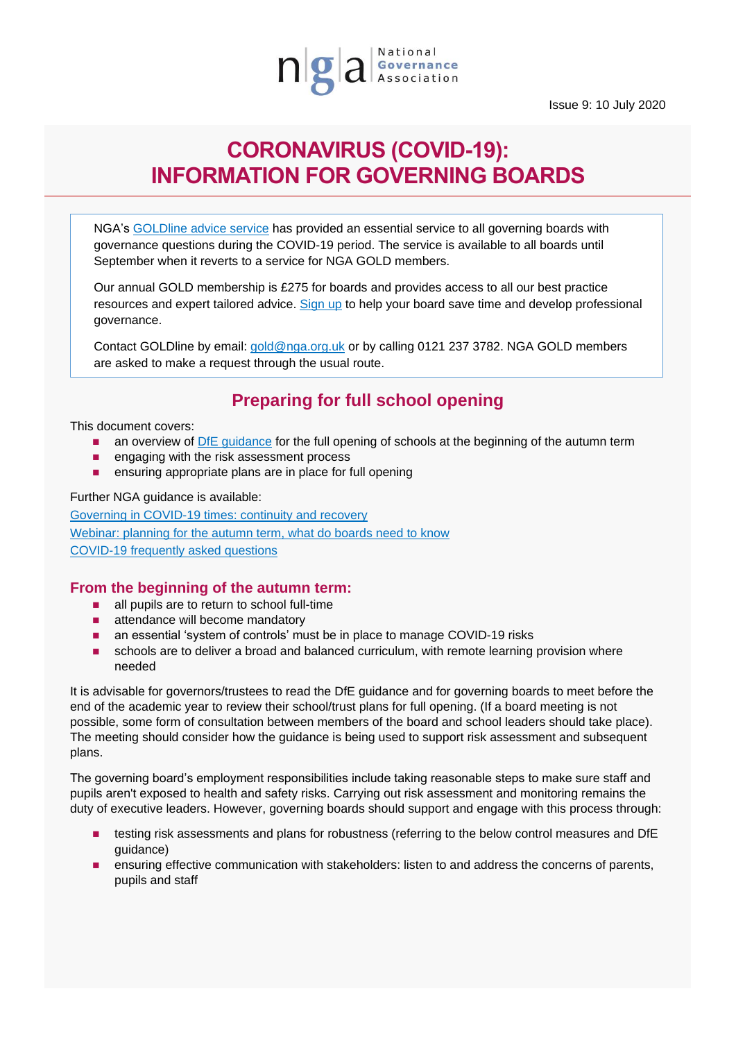Issue 9: 10 July 2020

# CORONAVIRUS (COVID-19): INFORMATION FOR GOVERNING BOARDS

NGA's GOLDline advice service has provided an essential service to all governing boards with governance questions during the COVID-19 period. The service is available to all boards until September when it reverts to a service for NGA GOLD members.

Our annual GOLD membership is £275 for boards and provides access to all our best practice resources and expert tailored advice. Sign up to help your board save time and develop professional governance.

Contact GOLDline by email: gold@nga.org.uk or by calling 0121 237 3782. NGA GOLD members are asked to make a request through the usual route.

## Preparing for full school opening

This document covers:

- an overview of DfE guidance for the full opening of schools at the beginning of the autumn term
- engaging with the risk assessment process
- ensuring appropriate plans are in place for full opening

Further NGA guidance is available:

Governing in COVID-19 times: continuity and recovery

Webinar: planning for the autumn term, what do boards need to know

COVID-19 frequently asked questions

### From the beginning of the autumn term:

- all pupils are to return to school full-time
- attendance will become mandatory
- an essential 'system of controls' must be in place to manage COVID-19 risks
- schools are to deliver a broad and balanced curriculum, with remote learning provision where needed

It is advisable for governors/trustees to read the DfE guidance and for governing boards to meet before the end of the academic year to review their school/trust plans for full opening. (If a board meeting is not possible, some form of consultation between members of the board and school leaders should take place). The meeting should consider how the guidance is being used to support risk assessment and subsequent plans.

The governing board's employment responsibilities include taking reasonable steps to make sure staff and pupils aren't exposed to health and safety risks. Carrying out risk assessment and monitoring remains the duty of executive leaders. However, governing boards should support and engage with this process through:

- testing risk assessments and plans for robustness (referring to the below control measures and DfE guidance)
- ensuring effective communication with stakeholders: listen to and address the concerns of parents, pupils and staff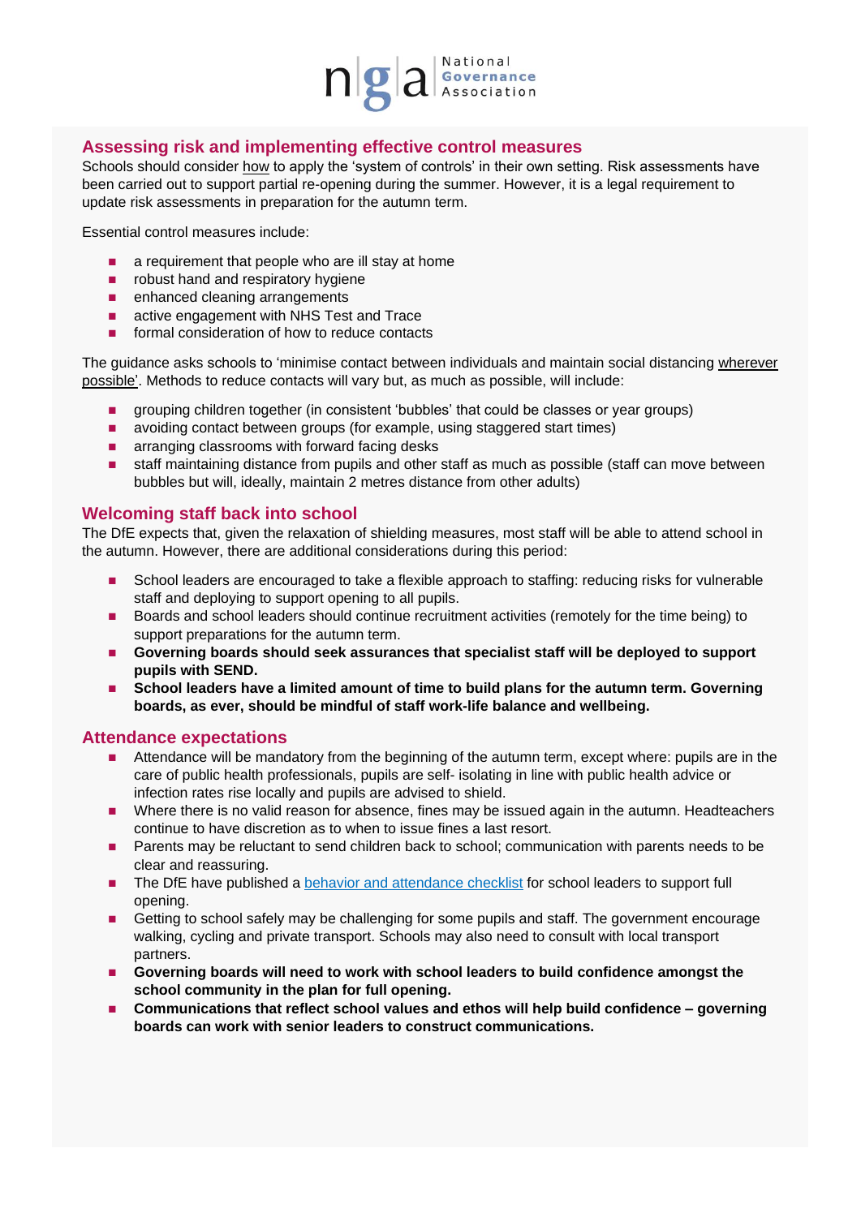## Assessing risk and implementing effective control measures

Schools should consider how to apply the 'system of controls' in their own setting. Risk assessments have been carried out to support partial re-opening during the summer. However, it is a legal requirement to update risk assessments in preparation for the autumn term.

Essential control measures include:

- a requirement that people who are ill stay at home
- robust hand and respiratory hygiene
- enhanced cleaning arrangements
- active engagement with NHS Test and Trace
- formal consideration of how to reduce contacts

The guidance asks schools to 'minimise contact between individuals and maintain social distancing wherever possible'. Methods to reduce contacts will vary but, as much as possible, will include:

- grouping children together (in consistent 'bubbles' that could be classes or year groups)
- avoiding contact between groups (for example, using staggered start times)
- arranging classrooms with forward facing desks
- staff maintaining distance from pupils and other staff as much as possible (staff can move between bubbles but will, ideally, maintain 2 metres distance from other adults)

## Welcoming staff back into school

The DfE expects that, given the relaxation of shielding measures, most staff will be able to attend school in the autumn. However, there are additional considerations during this period:

- School leaders are encouraged to take a flexible approach to staffing: reducing risks for vulnerable staff and deploying to support opening to all pupils.
- Boards and school leaders should continue recruitment activities (remotely for the time being) to support preparations for the autumn term.
- **Governing boards should seek assurances that specialist staff will be deployed to support pupils with SEND.**
- **School leaders have a limited amount of time to build plans for the autumn term. Governing boards, as ever, should be mindful of staff work-life balance and wellbeing.**

## Attendance expectations

- Attendance will be mandatory from the beginning of the autumn term, except where: pupils are in the care of public health professionals, pupils are self- isolating in line with public health advice or infection rates rise locally and pupils are advised to shield.
- Where there is no valid reason for absence, fines may be issued again in the autumn. Headteachers continue to have discretion as to when to issue fines a last resort.
- Parents may be reluctant to send children back to school; communication with parents needs to be clear and reassuring.
- The DfE have published a behavior and attendance checklist for school leaders to support full opening.
- Getting to school safely may be challenging for some pupils and staff. The government encourage walking, cycling and private transport. Schools may also need to consult with local transport partners.
- **Governing boards will need to work with school leaders to build confidence amongst the school community in the plan for full opening.**
- **Communications that reflect school values and ethos will help build confidence – governing boards can work with senior leaders to construct communications.**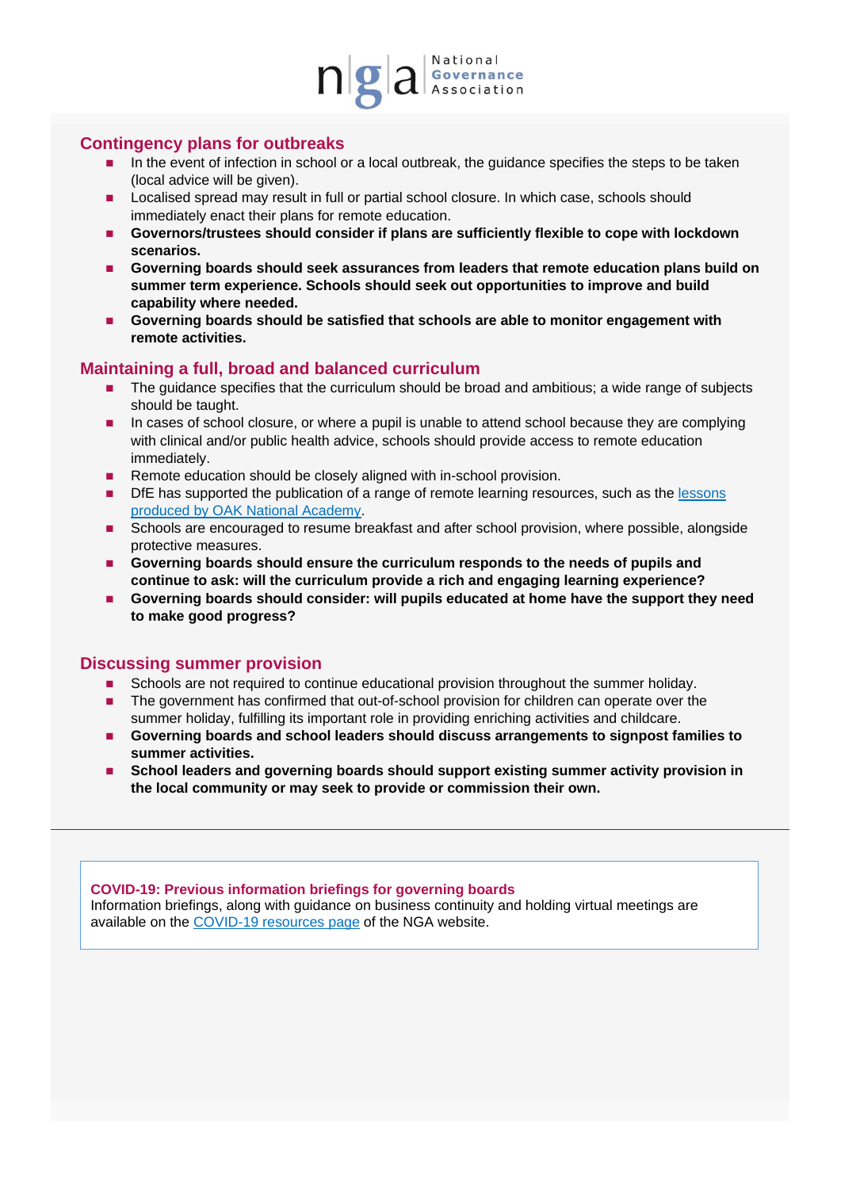## Contingency plans for outbreaks

- In the event of infection in school or a local outbreak, the guidance specifies the steps to be taken (local advice will be given).
- Localised spread may result in full or partial school closure. In which case, schools should immediately enact their plans for remote education.
- **Governors/trustees should consider if plans are sufficiently flexible to cope with lockdown scenarios.**
- **Governing boards should seek assurances from leaders that remote education plans build on summer term experience. Schools should seek out opportunities to improve and build capability where needed.**
- **Governing boards should be satisfied that schools are able to monitor engagement with remote activities.**

## Maintaining a full, broad and balanced curriculum

- The guidance specifies that the curriculum should be broad and ambitious; a wide range of subjects should be taught.
- In cases of school closure, or where a pupil is unable to attend school because they are complying with clinical and/or public health advice, schools should provide access to remote education immediately.
- Remote education should be closely aligned with in-school provision.
- DfE has supported the publication of a range of remote learning resources, such as the lessons produced by OAK National Academy.
- Schools are encouraged to resume breakfast and after school provision, where possible, alongside protective measures.
- **Governing boards should ensure the curriculum responds to the needs of pupils and continue to ask: will the curriculum provide a rich and engaging learning experience?**
- **Governing boards should consider: will pupils educated at home have the support they need to make good progress?**

## Discussing summer provision

- Schools are not required to continue educational provision throughout the summer holiday.
- The government has confirmed that out-of-school provision for children can operate over the summer holiday, fulfilling its important role in providing enriching activities and childcare.
- **Governing boards and school leaders should discuss arrangements to signpost families to summer activities.**
- **School leaders and governing boards should support existing summer activity provision in the local community or may seek to provide or commission their own.**

---

**COVID-19: Previous information briefings for governing boards**

Information briefings, along with guidance on business continuity and holding virtual meetings are available on the COVID-19 resources page of the NGA website.